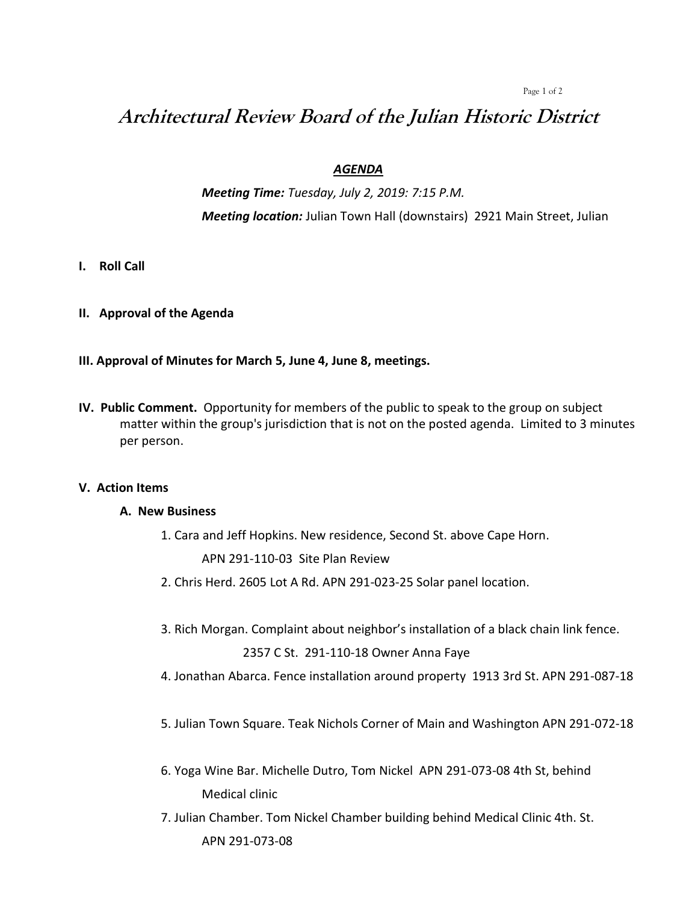# *Architectural Review Board of the Julian Historic District*

***AGENDA***

***Meeting Time:*** *Tuesday, July 2, 2019: 7:15 P.M.*

***Meeting location:*** Julian Town Hall (downstairs) 2921 Main Street, Julian

**I. Roll Call**

**II. Approval of the Agenda**

**III. Approval of Minutes for March 5, June 4, June 8, meetings.**

**IV. Public Comment.** Opportunity for members of the public to speak to the group on subject matter within the group's jurisdiction that is not on the posted agenda. Limited to 3 minutes per person.

**V. Action Items**

**A. New Business**

1. Cara and Jeff Hopkins. New residence, Second St. above Cape Horn.
   APN 291-110-03 Site Plan Review
2. Chris Herd. 2605 Lot A Rd. APN 291-023-25 Solar panel location.
3. Rich Morgan. Complaint about neighbor's installation of a black chain link fence.
   2357 C St. 291-110-18 Owner Anna Faye
4. Jonathan Abarca. Fence installation around property 1913 3rd St. APN 291-087-18
5. Julian Town Square. Teak Nichols Corner of Main and Washington APN 291-072-18
6. Yoga Wine Bar. Michelle Dutro, Tom Nickel APN 291-073-08 4th St, behind Medical clinic
7. Julian Chamber. Tom Nickel Chamber building behind Medical Clinic 4th. St.
   APN 291-073-08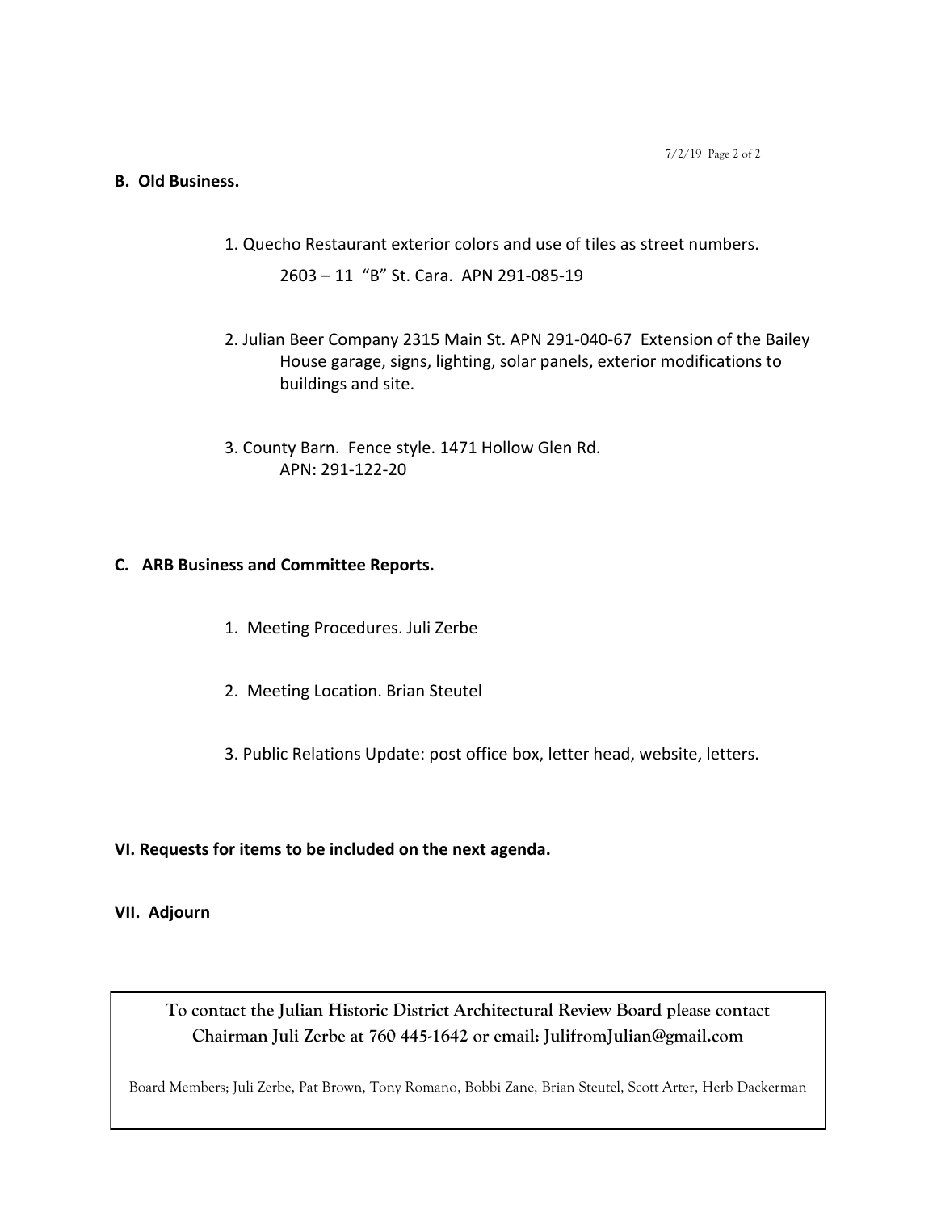**B. Old Business.**

1. Quecho Restaurant exterior colors and use of tiles as street numbers.
   2603 – 11 "B" St. Cara. APN 291-085-19

2. Julian Beer Company 2315 Main St. APN 291-040-67 Extension of the Bailey House garage, signs, lighting, solar panels, exterior modifications to buildings and site.

3. County Barn. Fence style. 1471 Hollow Glen Rd.
   APN: 291-122-20

**C. ARB Business and Committee Reports.**

1. Meeting Procedures. Juli Zerbe

2. Meeting Location. Brian Steutel

3. Public Relations Update: post office box, letter head, website, letters.

**VI. Requests for items to be included on the next agenda.**

**VII. Adjourn**

**To contact the Julian Historic District Architectural Review Board please contact Chairman Juli Zerbe at 760 445-1642 or email: JulifromJulian@gmail.com**

Board Members; Juli Zerbe, Pat Brown, Tony Romano, Bobbi Zane, Brian Steutel, Scott Arter, Herb Dackerman